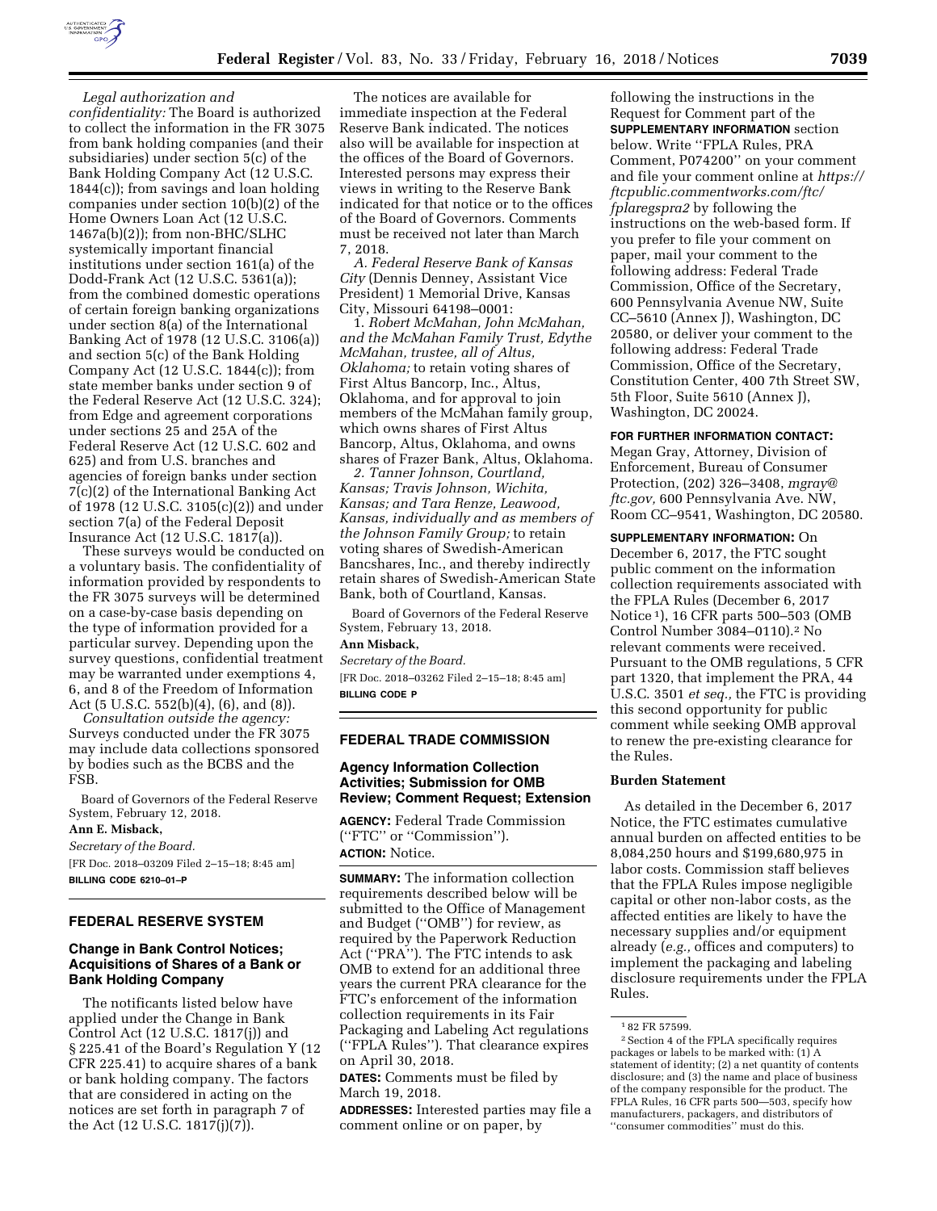*Legal authorization and confidentiality:* The Board is authorized to collect the information in the FR 3075 from bank holding companies (and their subsidiaries) under section 5(c) of the Bank Holding Company Act (12 U.S.C. 1844(c)); from savings and loan holding companies under section 10(b)(2) of the Home Owners Loan Act (12 U.S.C. 1467a(b)(2)); from non-BHC/SLHC systemically important financial institutions under section 161(a) of the Dodd-Frank Act (12 U.S.C. 5361(a)); from the combined domestic operations of certain foreign banking organizations under section 8(a) of the International Banking Act of 1978 (12 U.S.C. 3106(a)) and section 5(c) of the Bank Holding Company Act (12 U.S.C. 1844(c)); from state member banks under section 9 of the Federal Reserve Act (12 U.S.C. 324); from Edge and agreement corporations under sections 25 and 25A of the Federal Reserve Act (12 U.S.C. 602 and 625) and from U.S. branches and agencies of foreign banks under section 7(c)(2) of the International Banking Act of 1978 (12 U.S.C. 3105(c)(2)) and under section 7(a) of the Federal Deposit Insurance Act (12 U.S.C. 1817(a)).

These surveys would be conducted on a voluntary basis. The confidentiality of information provided by respondents to the FR 3075 surveys will be determined on a case-by-case basis depending on the type of information provided for a particular survey. Depending upon the survey questions, confidential treatment may be warranted under exemptions 4, 6, and 8 of the Freedom of Information Act (5 U.S.C. 552(b)(4), (6), and (8)).

*Consultation outside the agency:* Surveys conducted under the FR 3075 may include data collections sponsored by bodies such as the BCBS and the FSB.

Board of Governors of the Federal Reserve System, February 12, 2018.

**Ann E. Misback,**

*Secretary of the Board.*

[FR Doc. 2018–03209 Filed 2–15–18; 8:45 am]

**BILLING CODE 6210–01–P**

## FEDERAL RESERVE SYSTEM

### Change in Bank Control Notices; Acquisitions of Shares of a Bank or Bank Holding Company

The notificants listed below have applied under the Change in Bank Control Act (12 U.S.C. 1817(j)) and § 225.41 of the Board's Regulation Y (12 CFR 225.41) to acquire shares of a bank or bank holding company. The factors that are considered in acting on the notices are set forth in paragraph 7 of the Act (12 U.S.C. 1817(j)(7)).

The notices are available for immediate inspection at the Federal Reserve Bank indicated. The notices also will be available for inspection at the offices of the Board of Governors. Interested persons may express their views in writing to the Reserve Bank indicated for that notice or to the offices of the Board of Governors. Comments must be received not later than March 7, 2018.

*A. Federal Reserve Bank of Kansas City* (Dennis Denney, Assistant Vice President) 1 Memorial Drive, Kansas City, Missouri 64198–0001:

1. *Robert McMahan, John McMahan, and the McMahan Family Trust, Edythe McMahan, trustee, all of Altus, Oklahoma;* to retain voting shares of First Altus Bancorp, Inc., Altus, Oklahoma, and for approval to join members of the McMahan family group, which owns shares of First Altus Bancorp, Altus, Oklahoma, and owns shares of Frazer Bank, Altus, Oklahoma.

*2. Tanner Johnson, Courtland, Kansas; Travis Johnson, Wichita, Kansas; and Tara Renze, Leawood, Kansas, individually and as members of the Johnson Family Group;* to retain voting shares of Swedish-American Bancshares, Inc., and thereby indirectly retain shares of Swedish-American State Bank, both of Courtland, Kansas.

Board of Governors of the Federal Reserve System, February 13, 2018.

**Ann Misback,**

*Secretary of the Board.*

[FR Doc. 2018–03262 Filed 2–15–18; 8:45 am]

**BILLING CODE P**

## FEDERAL TRADE COMMISSION

### Agency Information Collection Activities; Submission for OMB Review; Comment Request; Extension

**AGENCY:** Federal Trade Commission (''FTC'' or ''Commission'').

**ACTION:** Notice.

**SUMMARY:** The information collection requirements described below will be submitted to the Office of Management and Budget (''OMB'') for review, as required by the Paperwork Reduction Act (''PRA''). The FTC intends to ask OMB to extend for an additional three years the current PRA clearance for the FTC's enforcement of the information collection requirements in its Fair Packaging and Labeling Act regulations (''FPLA Rules''). That clearance expires on April 30, 2018.

**DATES:** Comments must be filed by March 19, 2018.

**ADDRESSES:** Interested parties may file a comment online or on paper, by following the instructions in the Request for Comment part of the **SUPPLEMENTARY INFORMATION** section below. Write ''FPLA Rules, PRA Comment, P074200'' on your comment and file your comment online at *https://ftcpublic.commentworks.com/ftc/fplaregspra2* by following the instructions on the web-based form. If you prefer to file your comment on paper, mail your comment to the following address: Federal Trade Commission, Office of the Secretary, 600 Pennsylvania Avenue NW, Suite CC–5610 (Annex J), Washington, DC 20580, or deliver your comment to the following address: Federal Trade Commission, Office of the Secretary, Constitution Center, 400 7th Street SW, 5th Floor, Suite 5610 (Annex J), Washington, DC 20024.

**FOR FURTHER INFORMATION CONTACT:** Megan Gray, Attorney, Division of Enforcement, Bureau of Consumer Protection, (202) 326–3408, *mgray@ftc.gov,* 600 Pennsylvania Ave. NW, Room CC–9541, Washington, DC 20580.

**SUPPLEMENTARY INFORMATION:** On December 6, 2017, the FTC sought public comment on the information collection requirements associated with the FPLA Rules (December 6, 2017 Notice [1]), 16 CFR parts 500–503 (OMB Control Number 3084–0110).[2] No relevant comments were received. Pursuant to the OMB regulations, 5 CFR part 1320, that implement the PRA, 44 U.S.C. 3501 *et seq.,* the FTC is providing this second opportunity for public comment while seeking OMB approval to renew the pre-existing clearance for the Rules.

### Burden Statement

As detailed in the December 6, 2017 Notice, the FTC estimates cumulative annual burden on affected entities to be 8,084,250 hours and $199,680,975 in labor costs. Commission staff believes that the FPLA Rules impose negligible capital or other non-labor costs, as the affected entities are likely to have the necessary supplies and/or equipment already (*e.g.,* offices and computers) to implement the packaging and labeling disclosure requirements under the FPLA Rules.

[1] 82 FR 57599.

[2] Section 4 of the FPLA specifically requires packages or labels to be marked with: (1) A statement of identity; (2) a net quantity of contents disclosure; and (3) the name and place of business of the company responsible for the product. The FPLA Rules, 16 CFR parts 500—503, specify how manufacturers, packagers, and distributors of ''consumer commodities'' must do this.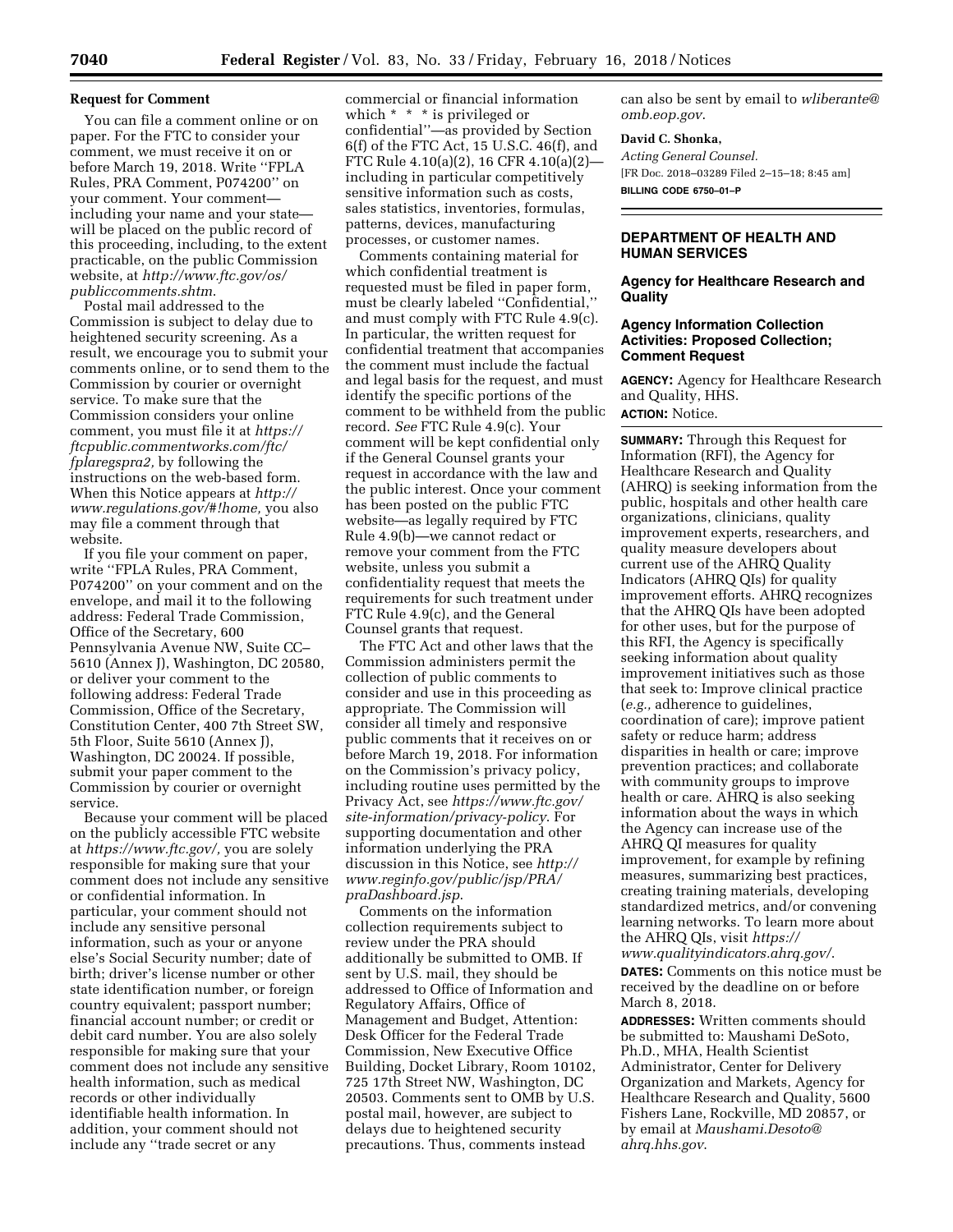**Request for Comment**

You can file a comment online or on paper. For the FTC to consider your comment, we must receive it on or before March 19, 2018. Write ''FPLA Rules, PRA Comment, P074200'' on your comment. Your comment—including your name and your state—will be placed on the public record of this proceeding, including, to the extent practicable, on the public Commission website, at *http://www.ftc.gov/os/publiccomments.shtm*.

Postal mail addressed to the Commission is subject to delay due to heightened security screening. As a result, we encourage you to submit your comments online, or to send them to the Commission by courier or overnight service. To make sure that the Commission considers your online comment, you must file it at *https://ftcpublic.commentworks.com/ftc/fplaregspra2,* by following the instructions on the web-based form. When this Notice appears at *http://www.regulations.gov/#!home,* you also may file a comment through that website.

If you file your comment on paper, write ''FPLA Rules, PRA Comment, P074200'' on your comment and on the envelope, and mail it to the following address: Federal Trade Commission, Office of the Secretary, 600 Pennsylvania Avenue NW, Suite CC–5610 (Annex J), Washington, DC 20580, or deliver your comment to the following address: Federal Trade Commission, Office of the Secretary, Constitution Center, 400 7th Street SW, 5th Floor, Suite 5610 (Annex J), Washington, DC 20024. If possible, submit your paper comment to the Commission by courier or overnight service.

Because your comment will be placed on the publicly accessible FTC website at *https://www.ftc.gov/,* you are solely responsible for making sure that your comment does not include any sensitive or confidential information. In particular, your comment should not include any sensitive personal information, such as your or anyone else's Social Security number; date of birth; driver's license number or other state identification number, or foreign country equivalent; passport number; financial account number; or credit or debit card number. You are also solely responsible for making sure that your comment does not include any sensitive health information, such as medical records or other individually identifiable health information. In addition, your comment should not include any ''trade secret or any commercial or financial information which * * * is privileged or confidential''—as provided by Section 6(f) of the FTC Act, 15 U.S.C. 46(f), and FTC Rule 4.10(a)(2), 16 CFR 4.10(a)(2)—including in particular competitively sensitive information such as costs, sales statistics, inventories, formulas, patterns, devices, manufacturing processes, or customer names.

Comments containing material for which confidential treatment is requested must be filed in paper form, must be clearly labeled ''Confidential,'' and must comply with FTC Rule 4.9(c). In particular, the written request for confidential treatment that accompanies the comment must include the factual and legal basis for the request, and must identify the specific portions of the comment to be withheld from the public record. *See* FTC Rule 4.9(c). Your comment will be kept confidential only if the General Counsel grants your request in accordance with the law and the public interest. Once your comment has been posted on the public FTC website—as legally required by FTC Rule 4.9(b)—we cannot redact or remove your comment from the FTC website, unless you submit a confidentiality request that meets the requirements for such treatment under FTC Rule 4.9(c), and the General Counsel grants that request.

The FTC Act and other laws that the Commission administers permit the collection of public comments to consider and use in this proceeding as appropriate. The Commission will consider all timely and responsive public comments that it receives on or before March 19, 2018. For information on the Commission's privacy policy, including routine uses permitted by the Privacy Act, see *https://www.ftc.gov/site-information/privacy-policy*. For supporting documentation and other information underlying the PRA discussion in this Notice, see *http://www.reginfo.gov/public/jsp/PRA/praDashboard.jsp*.

Comments on the information collection requirements subject to review under the PRA should additionally be submitted to OMB. If sent by U.S. mail, they should be addressed to Office of Information and Regulatory Affairs, Office of Management and Budget, Attention: Desk Officer for the Federal Trade Commission, New Executive Office Building, Docket Library, Room 10102, 725 17th Street NW, Washington, DC 20503. Comments sent to OMB by U.S. postal mail, however, are subject to delays due to heightened security precautions. Thus, comments instead can also be sent by email to *wliberante@omb.eop.gov*.

**David C. Shonka,**

*Acting General Counsel.*

[FR Doc. 2018–03289 Filed 2–15–18; 8:45 am]

**BILLING CODE 6750–01–P**

## DEPARTMENT OF HEALTH AND HUMAN SERVICES

### Agency for Healthcare Research and Quality

### Agency Information Collection Activities: Proposed Collection; Comment Request

**AGENCY:** Agency for Healthcare Research and Quality, HHS.

**ACTION:** Notice.

**SUMMARY:** Through this Request for Information (RFI), the Agency for Healthcare Research and Quality (AHRQ) is seeking information from the public, hospitals and other health care organizations, clinicians, quality improvement experts, researchers, and quality measure developers about current use of the AHRQ Quality Indicators (AHRQ QIs) for quality improvement efforts. AHRQ recognizes that the AHRQ QIs have been adopted for other uses, but for the purpose of this RFI, the Agency is specifically seeking information about quality improvement initiatives such as those that seek to: Improve clinical practice (*e.g.,* adherence to guidelines, coordination of care); improve patient safety or reduce harm; address disparities in health or care; improve prevention practices; and collaborate with community groups to improve health or care. AHRQ is also seeking information about the ways in which the Agency can increase use of the AHRQ QI measures for quality improvement, for example by refining measures, summarizing best practices, creating training materials, developing standardized metrics, and/or convening learning networks. To learn more about the AHRQ QIs, visit *https://www.qualityindicators.ahrq.gov/*.

**DATES:** Comments on this notice must be received by the deadline on or before March 8, 2018.

**ADDRESSES:** Written comments should be submitted to: Maushami DeSoto, Ph.D., MHA, Health Scientist Administrator, Center for Delivery Organization and Markets, Agency for Healthcare Research and Quality, 5600 Fishers Lane, Rockville, MD 20857, or by email at *Maushami.Desoto@ahrq.hhs.gov*.